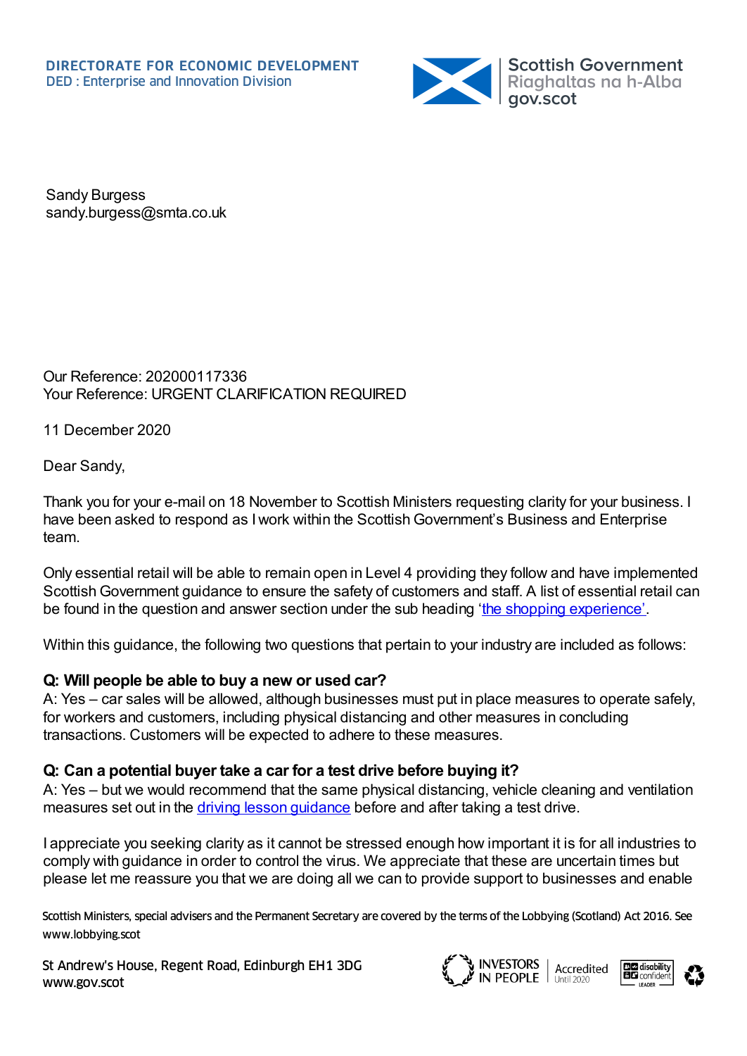DIRECTORATE FOR ECONOMIC DEVELOPMENT
DED : Enterprise and Innovation Division

Scottish Government
Riaghaltas na h-Alba
gov.scot

Sandy Burgess
sandy.burgess@smta.co.uk

Our Reference: 202000117336
Your Reference: URGENT CLARIFICATION REQUIRED

11 December 2020

Dear Sandy,

Thank you for your e-mail on 18 November to Scottish Ministers requesting clarity for your business. I have been asked to respond as I work within the Scottish Government's Business and Enterprise team.

Only essential retail will be able to remain open in Level 4 providing they follow and have implemented Scottish Government guidance to ensure the safety of customers and staff. A list of essential retail can be found in the question and answer section under the sub heading '[the shopping experience](#)'.

Within this guidance, the following two questions that pertain to your industry are included as follows:

**Q: Will people be able to buy a new or used car?**
A: Yes – car sales will be allowed, although businesses must put in place measures to operate safely, for workers and customers, including physical distancing and other measures in concluding transactions. Customers will be expected to adhere to these measures.

**Q: Can a potential buyer take a car for a test drive before buying it?**
A: Yes – but we would recommend that the same physical distancing, vehicle cleaning and ventilation measures set out in the [driving lesson guidance](#) before and after taking a test drive.

I appreciate you seeking clarity as it cannot be stressed enough how important it is for all industries to comply with guidance in order to control the virus. We appreciate that these are uncertain times but please let me reassure you that we are doing all we can to provide support to businesses and enable

Scottish Ministers, special advisers and the Permanent Secretary are covered by the terms of the Lobbying (Scotland) Act 2016. See www.lobbying.scot

St Andrew's House, Regent Road, Edinburgh EH1 3DG
www.gov.scot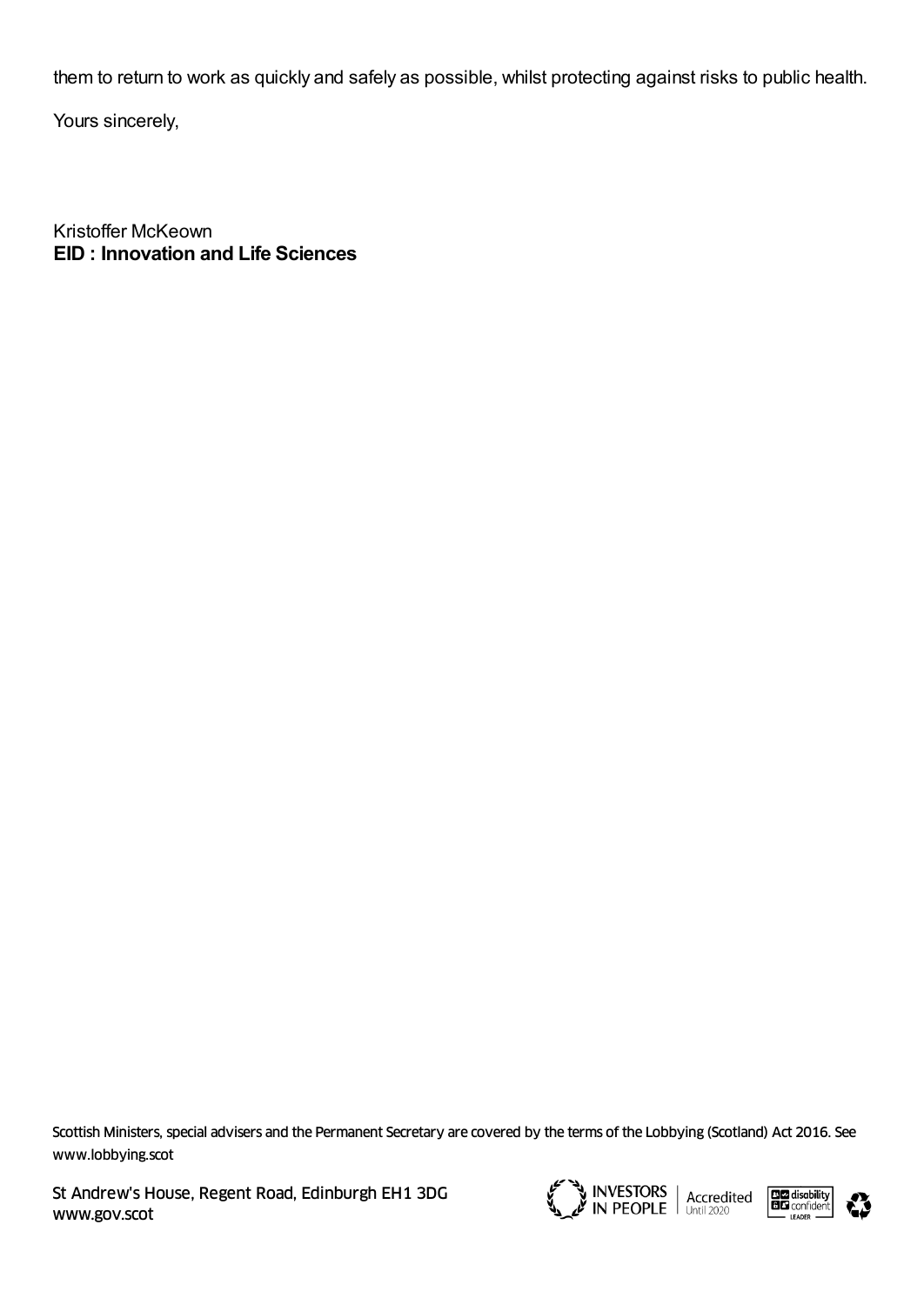them to return to work as quickly and safely as possible, whilst protecting against risks to public health.

Yours sincerely,

Kristoffer McKeown
**EID : Innovation and Life Sciences**

Scottish Ministers, special advisers and the Permanent Secretary are covered by the terms of the Lobbying (Scotland) Act 2016. See www.lobbying.scot

St Andrew's House, Regent Road, Edinburgh EH1 3DG
www.gov.scot